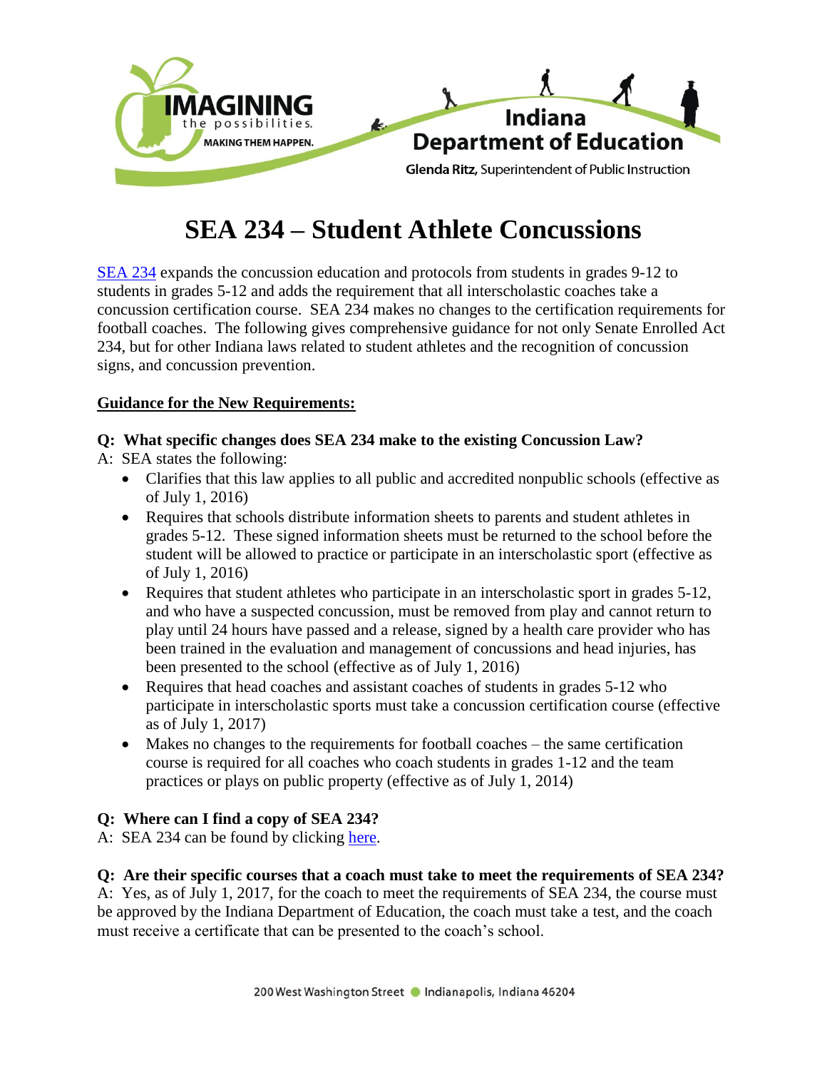# SEA 234 – Student Athlete Concussions

SEA 234 expands the concussion education and protocols from students in grades 9-12 to students in grades 5-12 and adds the requirement that all interscholastic coaches take a concussion certification course. SEA 234 makes no changes to the certification requirements for football coaches. The following gives comprehensive guidance for not only Senate Enrolled Act 234, but for other Indiana laws related to student athletes and the recognition of concussion signs, and concussion prevention.

**Guidance for the New Requirements:**

**Q: What specific changes does SEA 234 make to the existing Concussion Law?**

A: SEA states the following:

- Clarifies that this law applies to all public and accredited nonpublic schools (effective as of July 1, 2016)
- Requires that schools distribute information sheets to parents and student athletes in grades 5-12. These signed information sheets must be returned to the school before the student will be allowed to practice or participate in an interscholastic sport (effective as of July 1, 2016)
- Requires that student athletes who participate in an interscholastic sport in grades 5-12, and who have a suspected concussion, must be removed from play and cannot return to play until 24 hours have passed and a release, signed by a health care provider who has been trained in the evaluation and management of concussions and head injuries, has been presented to the school (effective as of July 1, 2016)
- Requires that head coaches and assistant coaches of students in grades 5-12 who participate in interscholastic sports must take a concussion certification course (effective as of July 1, 2017)
- Makes no changes to the requirements for football coaches – the same certification course is required for all coaches who coach students in grades 1-12 and the team practices or plays on public property (effective as of July 1, 2014)

**Q: Where can I find a copy of SEA 234?**

A: SEA 234 can be found by clicking here.

**Q: Are their specific courses that a coach must take to meet the requirements of SEA 234?**

A: Yes, as of July 1, 2017, for the coach to meet the requirements of SEA 234, the course must be approved by the Indiana Department of Education, the coach must take a test, and the coach must receive a certificate that can be presented to the coach's school.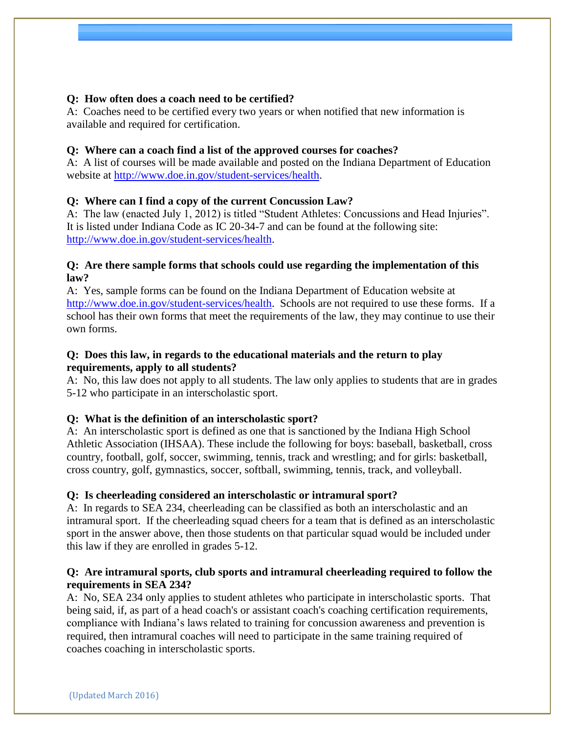**Q: How often does a coach need to be certified?**
A: Coaches need to be certified every two years or when notified that new information is available and required for certification.

**Q: Where can a coach find a list of the approved courses for coaches?**
A: A list of courses will be made available and posted on the Indiana Department of Education website at http://www.doe.in.gov/student-services/health.

**Q: Where can I find a copy of the current Concussion Law?**
A: The law (enacted July 1, 2012) is titled "Student Athletes: Concussions and Head Injuries". It is listed under Indiana Code as IC 20-34-7 and can be found at the following site: http://www.doe.in.gov/student-services/health.

**Q: Are there sample forms that schools could use regarding the implementation of this law?**
A: Yes, sample forms can be found on the Indiana Department of Education website at http://www.doe.in.gov/student-services/health. Schools are not required to use these forms. If a school has their own forms that meet the requirements of the law, they may continue to use their own forms.

**Q: Does this law, in regards to the educational materials and the return to play requirements, apply to all students?**
A: No, this law does not apply to all students. The law only applies to students that are in grades 5-12 who participate in an interscholastic sport.

**Q: What is the definition of an interscholastic sport?**
A: An interscholastic sport is defined as one that is sanctioned by the Indiana High School Athletic Association (IHSAA). These include the following for boys: baseball, basketball, cross country, football, golf, soccer, swimming, tennis, track and wrestling; and for girls: basketball, cross country, golf, gymnastics, soccer, softball, swimming, tennis, track, and volleyball.

**Q: Is cheerleading considered an interscholastic or intramural sport?**
A: In regards to SEA 234, cheerleading can be classified as both an interscholastic and an intramural sport. If the cheerleading squad cheers for a team that is defined as an interscholastic sport in the answer above, then those students on that particular squad would be included under this law if they are enrolled in grades 5-12.

**Q: Are intramural sports, club sports and intramural cheerleading required to follow the requirements in SEA 234?**
A: No, SEA 234 only applies to student athletes who participate in interscholastic sports. That being said, if, as part of a head coach's or assistant coach's coaching certification requirements, compliance with Indiana's laws related to training for concussion awareness and prevention is required, then intramural coaches will need to participate in the same training required of coaches coaching in interscholastic sports.

(Updated March 2016)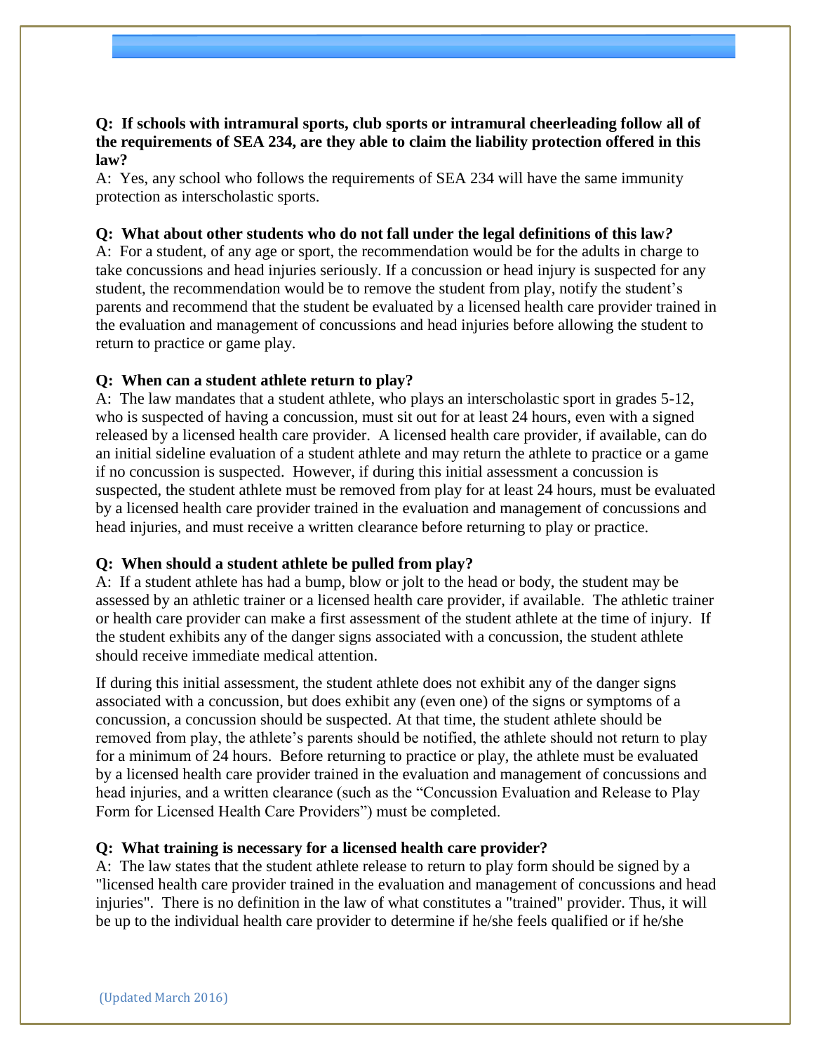**Q: If schools with intramural sports, club sports or intramural cheerleading follow all of the requirements of SEA 234, are they able to claim the liability protection offered in this law?**

A: Yes, any school who follows the requirements of SEA 234 will have the same immunity protection as interscholastic sports.

**Q: What about other students who do not fall under the legal definitions of this law*?***

A: For a student, of any age or sport, the recommendation would be for the adults in charge to take concussions and head injuries seriously. If a concussion or head injury is suspected for any student, the recommendation would be to remove the student from play, notify the student's parents and recommend that the student be evaluated by a licensed health care provider trained in the evaluation and management of concussions and head injuries before allowing the student to return to practice or game play.

**Q: When can a student athlete return to play?**

A: The law mandates that a student athlete, who plays an interscholastic sport in grades 5-12, who is suspected of having a concussion, must sit out for at least 24 hours, even with a signed released by a licensed health care provider. A licensed health care provider, if available, can do an initial sideline evaluation of a student athlete and may return the athlete to practice or a game if no concussion is suspected. However, if during this initial assessment a concussion is suspected, the student athlete must be removed from play for at least 24 hours, must be evaluated by a licensed health care provider trained in the evaluation and management of concussions and head injuries, and must receive a written clearance before returning to play or practice.

**Q: When should a student athlete be pulled from play?**

A: If a student athlete has had a bump, blow or jolt to the head or body, the student may be assessed by an athletic trainer or a licensed health care provider, if available. The athletic trainer or health care provider can make a first assessment of the student athlete at the time of injury. If the student exhibits any of the danger signs associated with a concussion, the student athlete should receive immediate medical attention.

If during this initial assessment, the student athlete does not exhibit any of the danger signs associated with a concussion, but does exhibit any (even one) of the signs or symptoms of a concussion, a concussion should be suspected. At that time, the student athlete should be removed from play, the athlete's parents should be notified, the athlete should not return to play for a minimum of 24 hours. Before returning to practice or play, the athlete must be evaluated by a licensed health care provider trained in the evaluation and management of concussions and head injuries, and a written clearance (such as the "Concussion Evaluation and Release to Play Form for Licensed Health Care Providers") must be completed.

**Q: What training is necessary for a licensed health care provider?**

A: The law states that the student athlete release to return to play form should be signed by a "licensed health care provider trained in the evaluation and management of concussions and head injuries". There is no definition in the law of what constitutes a "trained" provider. Thus, it will be up to the individual health care provider to determine if he/she feels qualified or if he/she

(Updated March 2016)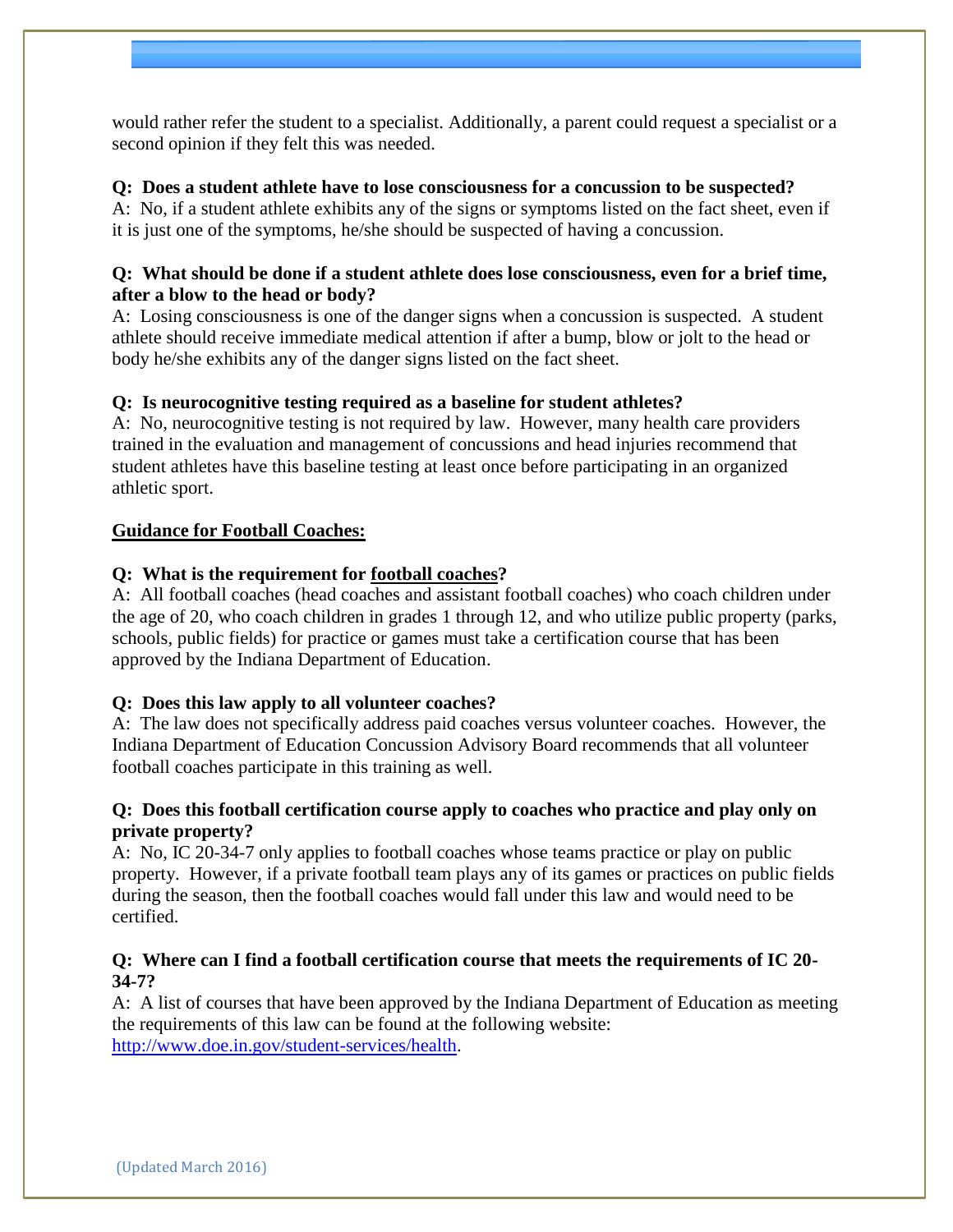would rather refer the student to a specialist. Additionally, a parent could request a specialist or a second opinion if they felt this was needed.

**Q: Does a student athlete have to lose consciousness for a concussion to be suspected?**
A: No, if a student athlete exhibits any of the signs or symptoms listed on the fact sheet, even if it is just one of the symptoms, he/she should be suspected of having a concussion.

**Q: What should be done if a student athlete does lose consciousness, even for a brief time, after a blow to the head or body?**
A: Losing consciousness is one of the danger signs when a concussion is suspected. A student athlete should receive immediate medical attention if after a bump, blow or jolt to the head or body he/she exhibits any of the danger signs listed on the fact sheet.

**Q: Is neurocognitive testing required as a baseline for student athletes?**
A: No, neurocognitive testing is not required by law. However, many health care providers trained in the evaluation and management of concussions and head injuries recommend that student athletes have this baseline testing at least once before participating in an organized athletic sport.

## **Guidance for Football Coaches:**

**Q: What is the requirement for football coaches?**
A: All football coaches (head coaches and assistant football coaches) who coach children under the age of 20, who coach children in grades 1 through 12, and who utilize public property (parks, schools, public fields) for practice or games must take a certification course that has been approved by the Indiana Department of Education.

**Q: Does this law apply to all volunteer coaches?**
A: The law does not specifically address paid coaches versus volunteer coaches. However, the Indiana Department of Education Concussion Advisory Board recommends that all volunteer football coaches participate in this training as well.

**Q: Does this football certification course apply to coaches who practice and play only on private property?**
A: No, IC 20-34-7 only applies to football coaches whose teams practice or play on public property. However, if a private football team plays any of its games or practices on public fields during the season, then the football coaches would fall under this law and would need to be certified.

**Q: Where can I find a football certification course that meets the requirements of IC 20-34-7?**
A: A list of courses that have been approved by the Indiana Department of Education as meeting the requirements of this law can be found at the following website: http://www.doe.in.gov/student-services/health.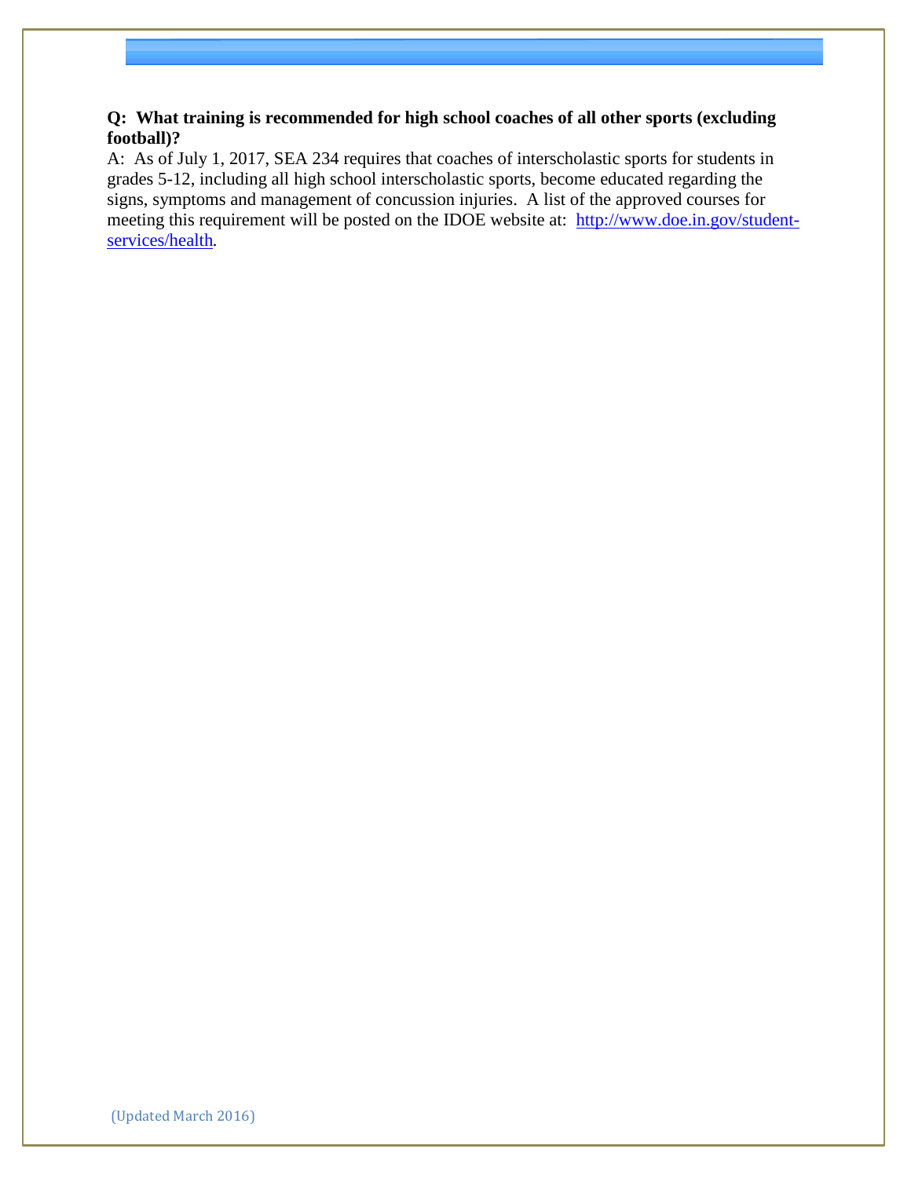**Q: What training is recommended for high school coaches of all other sports (excluding football)?**

A: As of July 1, 2017, SEA 234 requires that coaches of interscholastic sports for students in grades 5-12, including all high school interscholastic sports, become educated regarding the signs, symptoms and management of concussion injuries. A list of the approved courses for meeting this requirement will be posted on the IDOE website at: http://www.doe.in.gov/student-services/health.

(Updated March 2016)